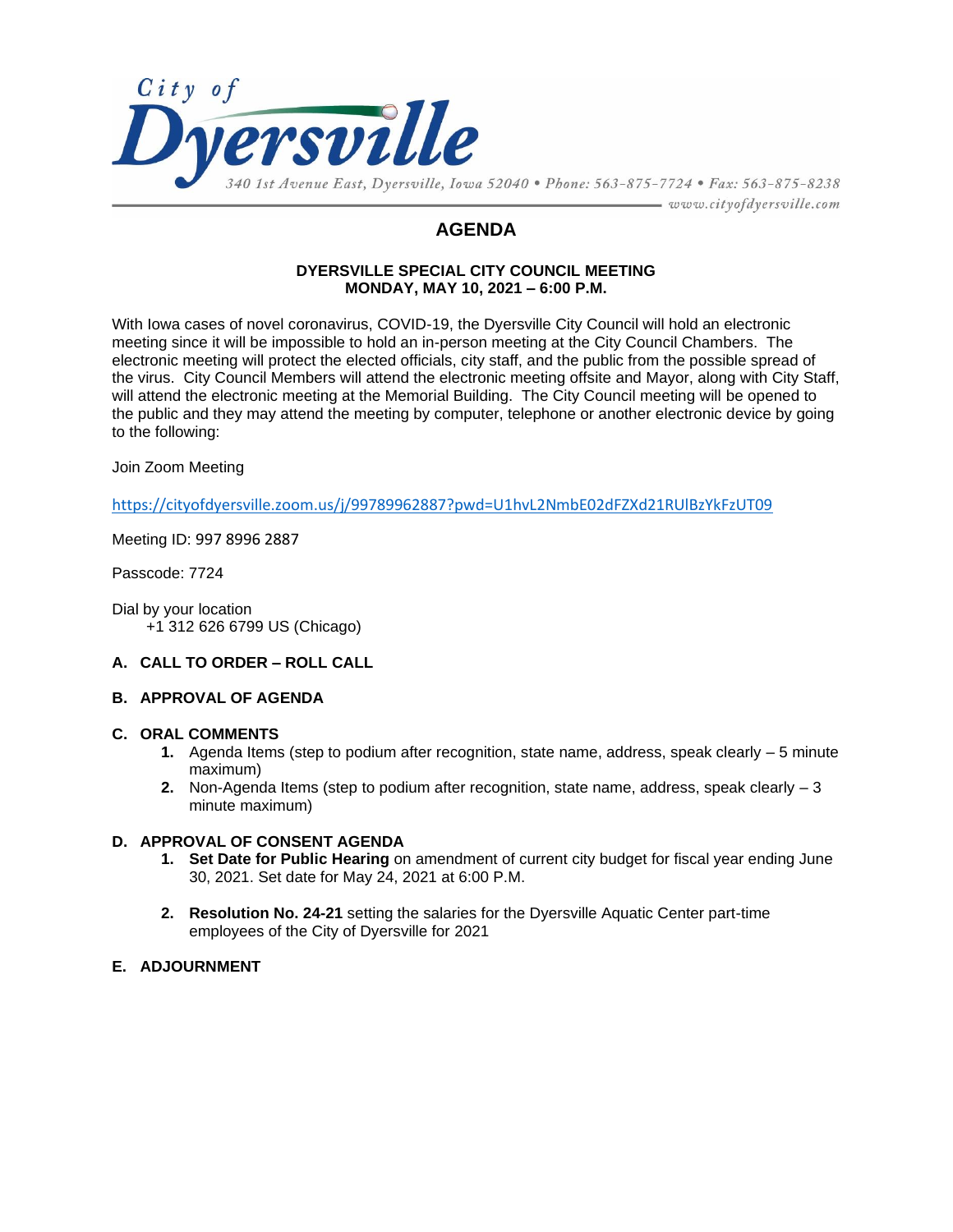City of **Dyersville**

*340 1st Avenue East, Dyersville, Iowa 52040 • Phone: 563-875-7724 • Fax: 563-875-8238*
*www.cityofdyersville.com*

# AGENDA

**DYERSVILLE SPECIAL CITY COUNCIL MEETING**
**MONDAY, MAY 10, 2021 – 6:00 P.M.**

With Iowa cases of novel coronavirus, COVID-19, the Dyersville City Council will hold an electronic meeting since it will be impossible to hold an in-person meeting at the City Council Chambers. The electronic meeting will protect the elected officials, city staff, and the public from the possible spread of the virus. City Council Members will attend the electronic meeting offsite and Mayor, along with City Staff, will attend the electronic meeting at the Memorial Building. The City Council meeting will be opened to the public and they may attend the meeting by computer, telephone or another electronic device by going to the following:

Join Zoom Meeting

https://cityofdyersville.zoom.us/j/99789962887?pwd=U1hvL2NmbE02dFZXd21RUlBzYkFzUT09

Meeting ID: 997 8996 2887

Passcode: 7724

Dial by your location
+1 312 626 6799 US (Chicago)

**A. CALL TO ORDER – ROLL CALL**

**B. APPROVAL OF AGENDA**

**C. ORAL COMMENTS**

1. Agenda Items (step to podium after recognition, state name, address, speak clearly – 5 minute maximum)
2. Non-Agenda Items (step to podium after recognition, state name, address, speak clearly – 3 minute maximum)

**D. APPROVAL OF CONSENT AGENDA**

1. **Set Date for Public Hearing** on amendment of current city budget for fiscal year ending June 30, 2021. Set date for May 24, 2021 at 6:00 P.M.
2. **Resolution No. 24-21** setting the salaries for the Dyersville Aquatic Center part-time employees of the City of Dyersville for 2021

**E. ADJOURNMENT**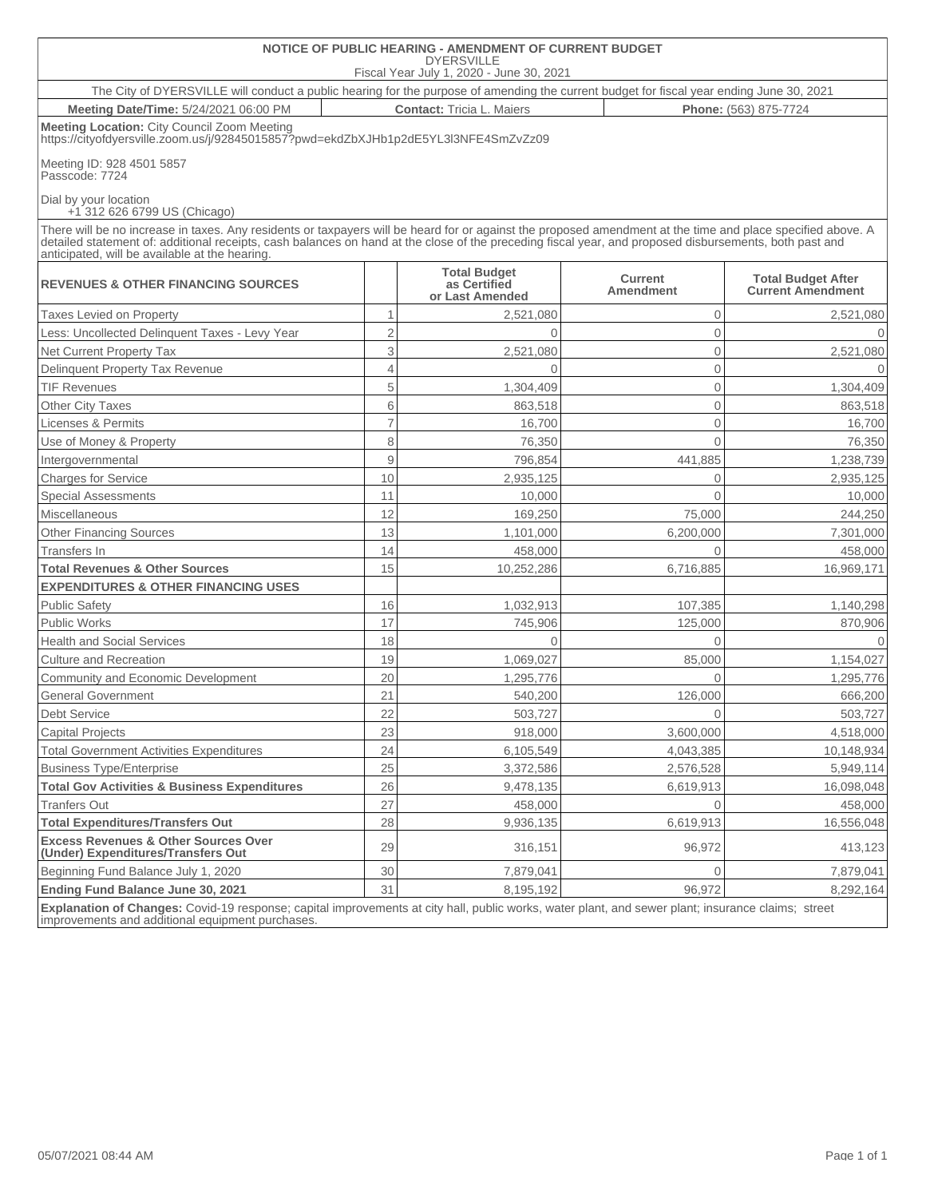**NOTICE OF PUBLIC HEARING - AMENDMENT OF CURRENT BUDGET**
DYERSVILLE
Fiscal Year July 1, 2020 - June 30, 2021

The City of DYERSVILLE will conduct a public hearing for the purpose of amending the current budget for fiscal year ending June 30, 2021

**Meeting Date/Time:** 5/24/2021 06:00 PM | **Contact:** Tricia L. Maiers | **Phone:** (563) 875-7724

**Meeting Location:** City Council Zoom Meeting
https://cityofdyersville.zoom.us/j/92845015857?pwd=ekdZbXJHb1p2dE5YL3l3NFE4SmZvZz09

Meeting ID: 928 4501 5857
Passcode: 7724

Dial by your location
+1 312 626 6799 US (Chicago)

There will be no increase in taxes. Any residents or taxpayers will be heard for or against the proposed amendment at the time and place specified above. A detailed statement of: additional receipts, cash balances on hand at the close of the preceding fiscal year, and proposed disbursements, both past and anticipated, will be available at the hearing.

| REVENUES & OTHER FINANCING SOURCES | | Total Budget as Certified or Last Amended | Current Amendment | Total Budget After Current Amendment |
|---|---|---|---|---|
| Taxes Levied on Property | 1 | 2,521,080 | 0 | 2,521,080 |
| Less: Uncollected Delinquent Taxes - Levy Year | 2 | 0 | 0 | 0 |
| Net Current Property Tax | 3 | 2,521,080 | 0 | 2,521,080 |
| Delinquent Property Tax Revenue | 4 | 0 | 0 | 0 |
| TIF Revenues | 5 | 1,304,409 | 0 | 1,304,409 |
| Other City Taxes | 6 | 863,518 | 0 | 863,518 |
| Licenses & Permits | 7 | 16,700 | 0 | 16,700 |
| Use of Money & Property | 8 | 76,350 | 0 | 76,350 |
| Intergovernmental | 9 | 796,854 | 441,885 | 1,238,739 |
| Charges for Service | 10 | 2,935,125 | 0 | 2,935,125 |
| Special Assessments | 11 | 10,000 | 0 | 10,000 |
| Miscellaneous | 12 | 169,250 | 75,000 | 244,250 |
| Other Financing Sources | 13 | 1,101,000 | 6,200,000 | 7,301,000 |
| Transfers In | 14 | 458,000 | 0 | 458,000 |
| **Total Revenues & Other Sources** | 15 | 10,252,286 | 6,716,885 | 16,969,171 |
| **EXPENDITURES & OTHER FINANCING USES** | | | | |
| Public Safety | 16 | 1,032,913 | 107,385 | 1,140,298 |
| Public Works | 17 | 745,906 | 125,000 | 870,906 |
| Health and Social Services | 18 | 0 | 0 | 0 |
| Culture and Recreation | 19 | 1,069,027 | 85,000 | 1,154,027 |
| Community and Economic Development | 20 | 1,295,776 | 0 | 1,295,776 |
| General Government | 21 | 540,200 | 126,000 | 666,200 |
| Debt Service | 22 | 503,727 | 0 | 503,727 |
| Capital Projects | 23 | 918,000 | 3,600,000 | 4,518,000 |
| Total Government Activities Expenditures | 24 | 6,105,549 | 4,043,385 | 10,148,934 |
| Business Type/Enterprise | 25 | 3,372,586 | 2,576,528 | 5,949,114 |
| **Total Gov Activities & Business Expenditures** | 26 | 9,478,135 | 6,619,913 | 16,098,048 |
| Tranfers Out | 27 | 458,000 | 0 | 458,000 |
| **Total Expenditures/Transfers Out** | 28 | 9,936,135 | 6,619,913 | 16,556,048 |
| **Excess Revenues & Other Sources Over (Under) Expenditures/Transfers Out** | 29 | 316,151 | 96,972 | 413,123 |
| Beginning Fund Balance July 1, 2020 | 30 | 7,879,041 | 0 | 7,879,041 |
| **Ending Fund Balance June 30, 2021** | 31 | 8,195,192 | 96,972 | 8,292,164 |

**Explanation of Changes:** Covid-19 response; capital improvements at city hall, public works, water plant, and sewer plant; insurance claims; street improvements and additional equipment purchases.

05/07/2021 08:44 AM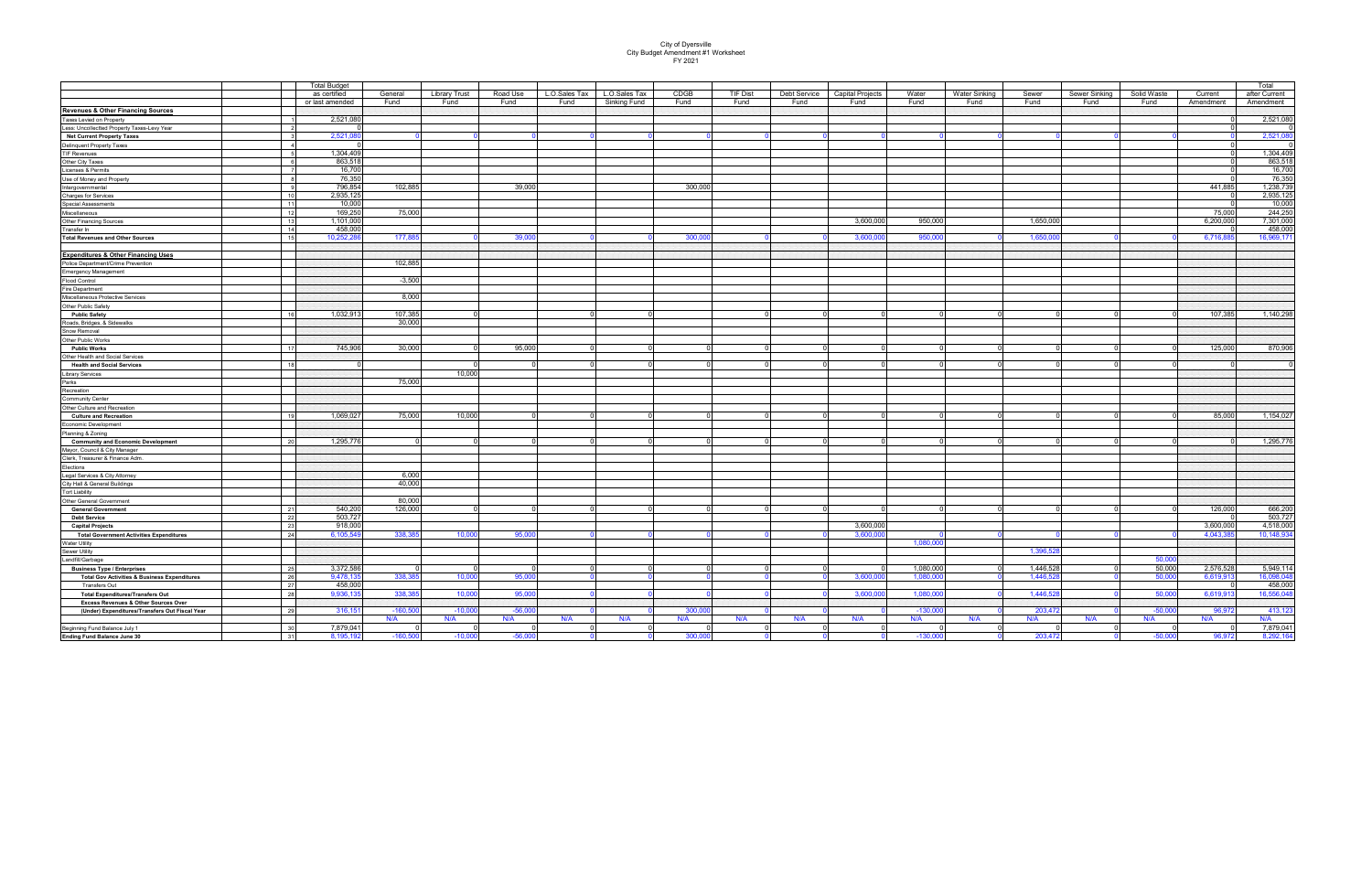# City of Dyersville
## City Budget Amendment #1 Worksheet
### FY 2021

| | | Total Budget as certified or last amended | General Fund | Library Trust Fund | Road Use Fund | L.O.Sales Tax Fund | L.O.Sales Tax Sinking Fund | CDGB Fund | TIF Dist Fund | Debt Service Fund | Capital Projects Fund | Water Fund | Water Sinking Fund | Sewer Fund | Sewer Sinking Fund | Solid Waste Fund | Current Amendment | Total after Current Amendment |
|---|---|---|---|---|---|---|---|---|---|---|---|---|---|---|---|---|---|---|
| **Revenues & Other Financing Sources** | | | | | | | | | | | | | | | | | | |
| Taxes Levied on Property | 1 | 2,521,080 | | | | | | | | | | | | | | | 0 | 2,521,080 |
| Less: Uncollected Property Taxes-Levy Year | 2 | 0 | | | | | | | | | | | | | | | 0 | 0 |
| **Net Current Property Taxes** | 3 | 2,521,080 | 0 | 0 | 0 | 0 | 0 | 0 | 0 | 0 | 0 | 0 | 0 | 0 | 0 | 0 | 0 | 2,521,080 |
| Delinquent Property Taxes | 4 | 0 | | | | | | | | | | | | | | | 0 | 0 |
| TIF Revenues | 5 | 1,304,409 | | | | | | | | | | | | | | | 0 | 1,304,409 |
| Other City Taxes | 6 | 863,518 | | | | | | | | | | | | | | | 0 | 863,518 |
| Licenses & Permits | 7 | 16,700 | | | | | | | | | | | | | | | 0 | 16,700 |
| Use of Money and Property | 8 | 76,350 | | | | | | | | | | | | | | | 0 | 76,350 |
| Intergovernmental | 9 | 796,854 | 102,885 | | 39,000 | | | 300,000 | | | | | | | | | 441,885 | 1,238,739 |
| Charges for Services | 10 | 2,935,125 | | | | | | | | | | | | | | | 0 | 2,935,125 |
| Special Assessments | 11 | 10,000 | | | | | | | | | | | | | | | 0 | 10,000 |
| Miscellaneous | 12 | 169,250 | 75,000 | | | | | | | | | | | | | | 75,000 | 244,250 |
| Other Financing Sources | 13 | 1,101,000 | | | | | | | | | 3,600,000 | 950,000 | | 1,650,000 | | | 6,200,000 | 7,301,000 |
| Transfer In | 14 | 458,000 | | | | | | | | | | | | | | | 0 | 458,000 |
| **Total Revenues and Other Sources** | 15 | 10,252,286 | 177,885 | 0 | 39,000 | 0 | 0 | 300,000 | 0 | 0 | 3,600,000 | 950,000 | 0 | 1,650,000 | 0 | 0 | 6,716,885 | 16,969,171 |
| | | | | | | | | | | | | | | | | | | |
| **Expenditures & Other Financing Uses** | | | | | | | | | | | | | | | | | | |
| Police Department/Crime Prevention | | | 102,885 | | | | | | | | | | | | | | | |
| Emergency Management | | | | | | | | | | | | | | | | | | |
| Flood Control | | | -3,500 | | | | | | | | | | | | | | | |
| Fire Department | | | | | | | | | | | | | | | | | | |
| Miscellaneous Protective Services | | | 8,000 | | | | | | | | | | | | | | | |
| Other Public Safety | | | | | | | | | | | | | | | | | | |
| **Public Safety** | 16 | 1,032,913 | 107,385 | 0 | | 0 | 0 | | 0 | 0 | 0 | 0 | 0 | 0 | 0 | 0 | 107,385 | 1,140,298 |
| Roads, Bridges, & Sidewalks | | | 30,000 | | | | | | | | | | | | | | | |
| Snow Removal | | | | | | | | | | | | | | | | | | |
| Other Public Works | | | | | | | | | | | | | | | | | | |
| **Public Works** | 17 | 745,906 | 30,000 | 0 | 95,000 | 0 | 0 | 0 | 0 | 0 | 0 | 0 | 0 | 0 | 0 | 0 | 125,000 | 870,906 |
| Other Health and Social Services | | | | | | | | | | | | | | | | | | |
| **Health and Social Services** | 18 | 0 | | 0 | 0 | 0 | 0 | 0 | 0 | 0 | 0 | 0 | 0 | 0 | 0 | 0 | 0 | 0 |
| Library Services | | | | 10,000 | | | | | | | | | | | | | | |
| Parks | | | 75,000 | | | | | | | | | | | | | | | |
| Recreation | | | | | | | | | | | | | | | | | | |
| Community Center | | | | | | | | | | | | | | | | | | |
| Other Culture and Recreation | | | | | | | | | | | | | | | | | | |
| **Culture and Recreation** | 19 | 1,069,027 | 75,000 | 10,000 | 0 | 0 | 0 | 0 | 0 | 0 | 0 | 0 | 0 | 0 | 0 | 0 | 85,000 | 1,154,027 |
| Economic Development | | | | | | | | | | | | | | | | | | |
| Planning & Zoning | | | | | | | | | | | | | | | | | | |
| **Community and Economic Development** | 20 | 1,295,776 | 0 | 0 | 0 | 0 | 0 | 0 | 0 | 0 | 0 | 0 | 0 | 0 | 0 | 0 | 0 | 1,295,776 |
| Mayor, Council & City Manager | | | | | | | | | | | | | | | | | | |
| Clerk, Treasurer & Finance Adm. | | | | | | | | | | | | | | | | | | |
| Elections | | | | | | | | | | | | | | | | | | |
| Legal Services & City Attorney | | | 6,000 | | | | | | | | | | | | | | | |
| City Hall & General Buildings | | | 40,000 | | | | | | | | | | | | | | | |
| Tort Liability | | | | | | | | | | | | | | | | | | |
| Other General Government | | | 80,000 | | | | | | | | | | | | | | | |
| **General Government** | 21 | 540,200 | 126,000 | 0 | 0 | 0 | 0 | 0 | 0 | 0 | 0 | 0 | 0 | 0 | 0 | 0 | 126,000 | 666,200 |
| **Debt Service** | 22 | 503,727 | | | | | | | | | | | | | | | 0 | 503,727 |
| **Capital Projects** | 23 | 918,000 | | | | | | | | | 3,600,000 | | | | | | 3,600,000 | 4,518,000 |
| **Total Government Activities Expenditures** | 24 | 6,105,549 | 338,385 | 10,000 | 95,000 | 0 | 0 | 0 | 0 | 0 | 3,600,000 | 0 | 0 | 0 | 0 | 0 | 4,043,385 | 10,148,934 |
| Water Utility | | | | | | | | | | | | 1,080,000 | | | | | | |
| Sewer Utility | | | | | | | | | | | | | | 1,396,528 | | | | |
| Landfill/Garbage | | | | | | | | | | | | | | | | 50,000 | | |
| **Business Type / Enterprises** | 25 | 3,372,586 | 0 | 0 | 0 | 0 | 0 | 0 | 0 | 0 | 0 | 1,080,000 | 0 | 1,446,528 | 0 | 50,000 | 2,576,528 | 5,949,114 |
| **Total Gov Activities & Business Expenditures** | 26 | 9,478,135 | 338,385 | 10,000 | 95,000 | 0 | 0 | 0 | 0 | 0 | 3,600,000 | 1,080,000 | 0 | 1,446,528 | 0 | 50,000 | 6,619,913 | 16,098,048 |
| Transfers Out | 27 | 458,000 | | | | | | | | | | | | | | | 0 | 458,000 |
| **Total Expenditures/Transfers Out** | 28 | 9,936,135 | 338,385 | 10,000 | 95,000 | 0 | 0 | 0 | 0 | 0 | 3,600,000 | 1,080,000 | 0 | 1,446,528 | 0 | 50,000 | 6,619,913 | 16,556,048 |
| **Excess Revenues & Other Sources Over** | | | | | | | | | | | | | | | | | | |
| **(Under) Expenditures/Transfers Out Fiscal Year** | 29 | 316,151 | -160,500 | -10,000 | -56,000 | 0 | 0 | 300,000 | 0 | 0 | 0 | -130,000 | 0 | 203,472 | 0 | -50,000 | 96,972 | 413,123 |
| | | | N/A | N/A | N/A | N/A | N/A | N/A | N/A | N/A | N/A | N/A | N/A | N/A | N/A | N/A | N/A | N/A |
| Beginning Fund Balance July 1 | 30 | 7,879,041 | 0 | 0 | 0 | 0 | 0 | 0 | 0 | 0 | 0 | 0 | 0 | 0 | 0 | 0 | 0 | 7,879,041 |
| **Ending Fund Balance June 30** | 31 | 8,195,192 | -160,500 | -10,000 | -56,000 | 0 | 0 | 300,000 | 0 | 0 | 0 | -130,000 | 0 | 203,472 | 0 | -50,000 | 96,972 | 8,292,164 |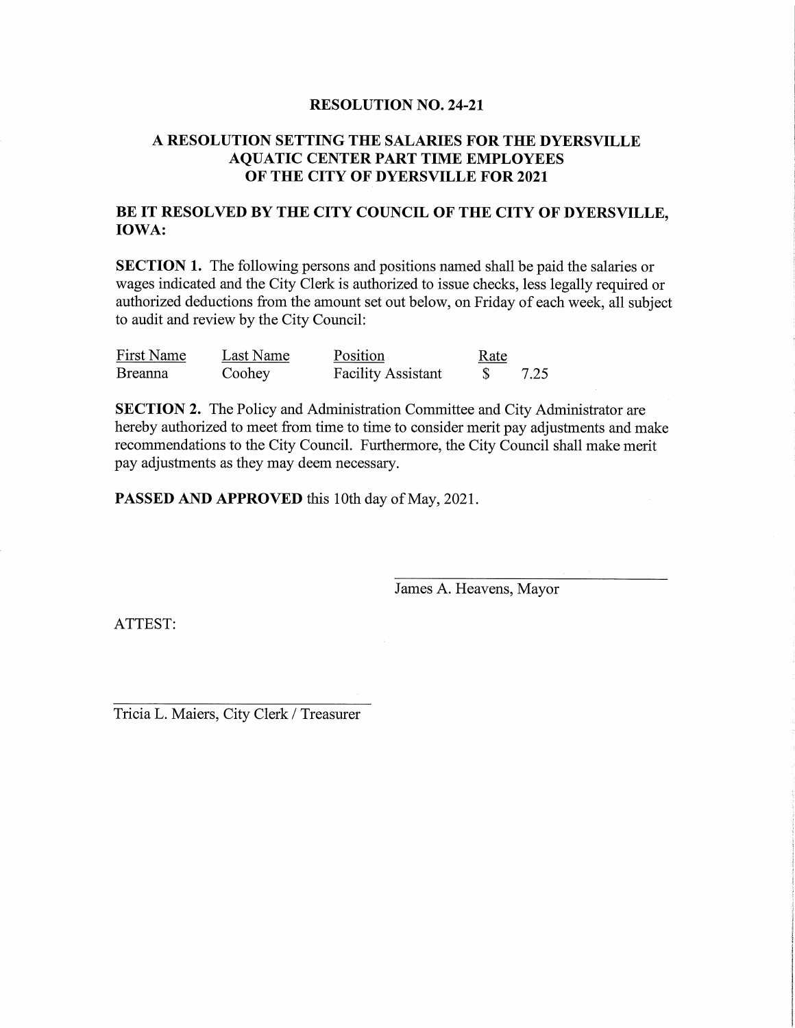# RESOLUTION NO. 24-21

## A RESOLUTION SETTING THE SALARIES FOR THE DYERSVILLE AQUATIC CENTER PART TIME EMPLOYEES OF THE CITY OF DYERSVILLE FOR 2021

**BE IT RESOLVED BY THE CITY COUNCIL OF THE CITY OF DYERSVILLE, IOWA:**

**SECTION 1.** The following persons and positions named shall be paid the salaries or wages indicated and the City Clerk is authorized to issue checks, less legally required or authorized deductions from the amount set out below, on Friday of each week, all subject to audit and review by the City Council:

| First Name | Last Name | Position | Rate |
|---|---|---|---|
| Breanna | Coohey | Facility Assistant | $ 7.25 |

**SECTION 2.** The Policy and Administration Committee and City Administrator are hereby authorized to meet from time to time to consider merit pay adjustments and make recommendations to the City Council. Furthermore, the City Council shall make merit pay adjustments as they may deem necessary.

**PASSED AND APPROVED** this 10th day of May, 2021.

James A. Heavens, Mayor

ATTEST:

Tricia L. Maiers, City Clerk / Treasurer